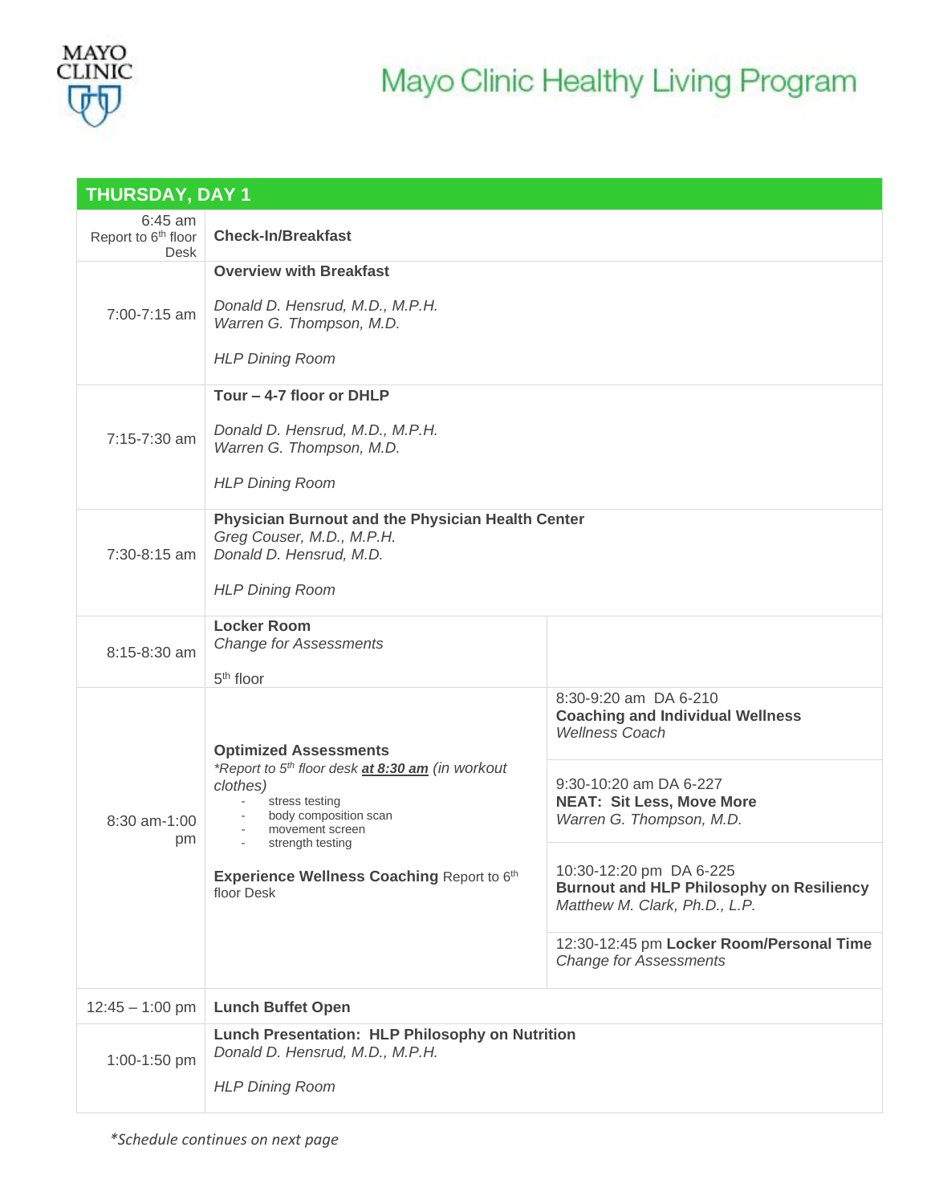# Mayo Clinic Healthy Living Program

| THURSDAY, DAY 1 | | |
|---|---|---|
| 6:45 am Report to 6th floor Desk | **Check-In/Breakfast** | |
| 7:00-7:15 am | **Overview with Breakfast**<br><br>*Donald D. Hensrud, M.D., M.P.H.*<br>*Warren G. Thompson, M.D.*<br><br>*HLP Dining Room* | |
| 7:15-7:30 am | **Tour – 4-7 floor or DHLP**<br><br>*Donald D. Hensrud, M.D., M.P.H.*<br>*Warren G. Thompson, M.D.*<br><br>*HLP Dining Room* | |
| 7:30-8:15 am | **Physician Burnout and the Physician Health Center**<br>*Greg Couser, M.D., M.P.H.*<br>*Donald D. Hensrud, M.D.*<br><br>*HLP Dining Room* | |
| 8:15-8:30 am | **Locker Room**<br>*Change for Assessments*<br><br>5th floor | |
| 8:30 am-1:00 pm | **Optimized Assessments**<br>*\*Report to 5th floor desk **at 8:30 am** (in workout clothes)*<br>- stress testing<br>- body composition scan<br>- movement screen<br>- strength testing<br><br>**Experience Wellness Coaching** Report to 6th floor Desk | 8:30-9:20 am DA 6-210<br>**Coaching and Individual Wellness**<br>*Wellness Coach*<br><br>9:30-10:20 am DA 6-227<br>**NEAT: Sit Less, Move More**<br>*Warren G. Thompson, M.D.*<br><br>10:30-12:20 pm DA 6-225<br>**Burnout and HLP Philosophy on Resiliency**<br>*Matthew M. Clark, Ph.D., L.P.*<br><br>12:30-12:45 pm **Locker Room/Personal Time**<br>*Change for Assessments* |
| 12:45 – 1:00 pm | **Lunch Buffet Open** | |
| 1:00-1:50 pm | **Lunch Presentation: HLP Philosophy on Nutrition**<br>*Donald D. Hensrud, M.D., M.P.H.*<br><br>*HLP Dining Room* | |

*\*Schedule continues on next page*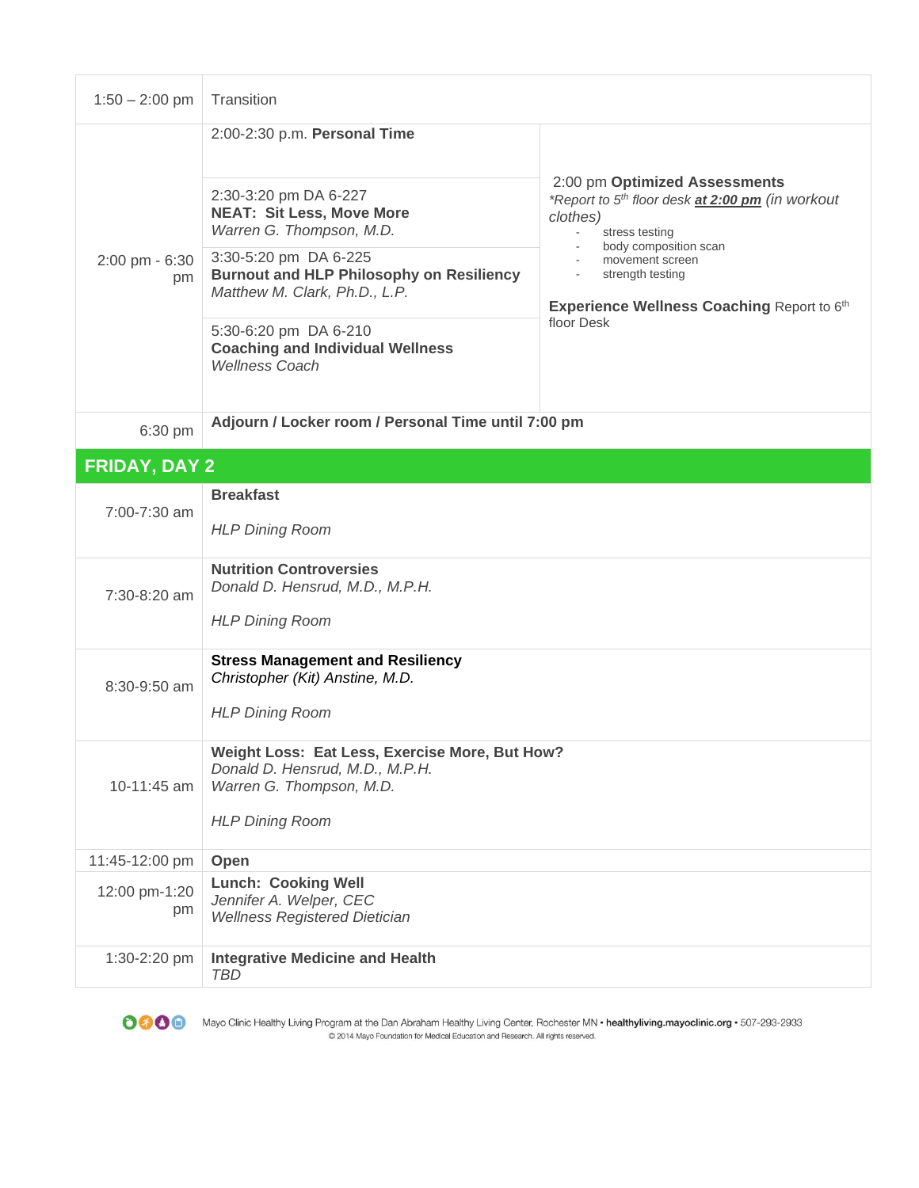| | | |
|---|---|---|
| 1:50 – 2:00 pm | Transition | |
| 2:00 pm - 6:30 pm | 2:00-2:30 p.m. **Personal Time**<br><br>2:30-3:20 pm DA 6-227<br>**NEAT: Sit Less, Move More**<br>*Warren G. Thompson, M.D.*<br><br>3:30-5:20 pm DA 6-225<br>**Burnout and HLP Philosophy on Resiliency**<br>*Matthew M. Clark, Ph.D., L.P.*<br><br>5:30-6:20 pm DA 6-210<br>**Coaching and Individual Wellness**<br>*Wellness Coach* | 2:00 pm **Optimized Assessments**<br>**Report to 5th floor desk **at 2:00 pm** (in workout clothes)*<br>- stress testing<br>- body composition scan<br>- movement screen<br>- strength testing<br><br>**Experience Wellness Coaching** Report to 6th floor Desk |
| 6:30 pm | **Adjourn / Locker room / Personal Time until 7:00 pm** | |

## FRIDAY, DAY 2

| | |
|---|---|
| 7:00-7:30 am | **Breakfast**<br><br>*HLP Dining Room* |
| 7:30-8:20 am | **Nutrition Controversies**<br>*Donald D. Hensrud, M.D., M.P.H.*<br><br>*HLP Dining Room* |
| 8:30-9:50 am | **Stress Management and Resiliency**<br>*Christopher (Kit) Anstine, M.D.*<br><br>*HLP Dining Room* |
| 10-11:45 am | **Weight Loss: Eat Less, Exercise More, But How?**<br>*Donald D. Hensrud, M.D., M.P.H.*<br>*Warren G. Thompson, M.D.*<br><br>*HLP Dining Room* |
| 11:45-12:00 pm | **Open** |
| 12:00 pm-1:20 pm | **Lunch: Cooking Well**<br>*Jennifer A. Welper, CEC*<br>*Wellness Registered Dietician* |
| 1:30-2:20 pm | **Integrative Medicine and Health**<br>*TBD* |

Mayo Clinic Healthy Living Program at the Dan Abraham Healthy Living Center, Rochester MN • **healthyliving.mayoclinic.org** • 507-293-2933
© 2014 Mayo Foundation for Medical Education and Research. All rights reserved.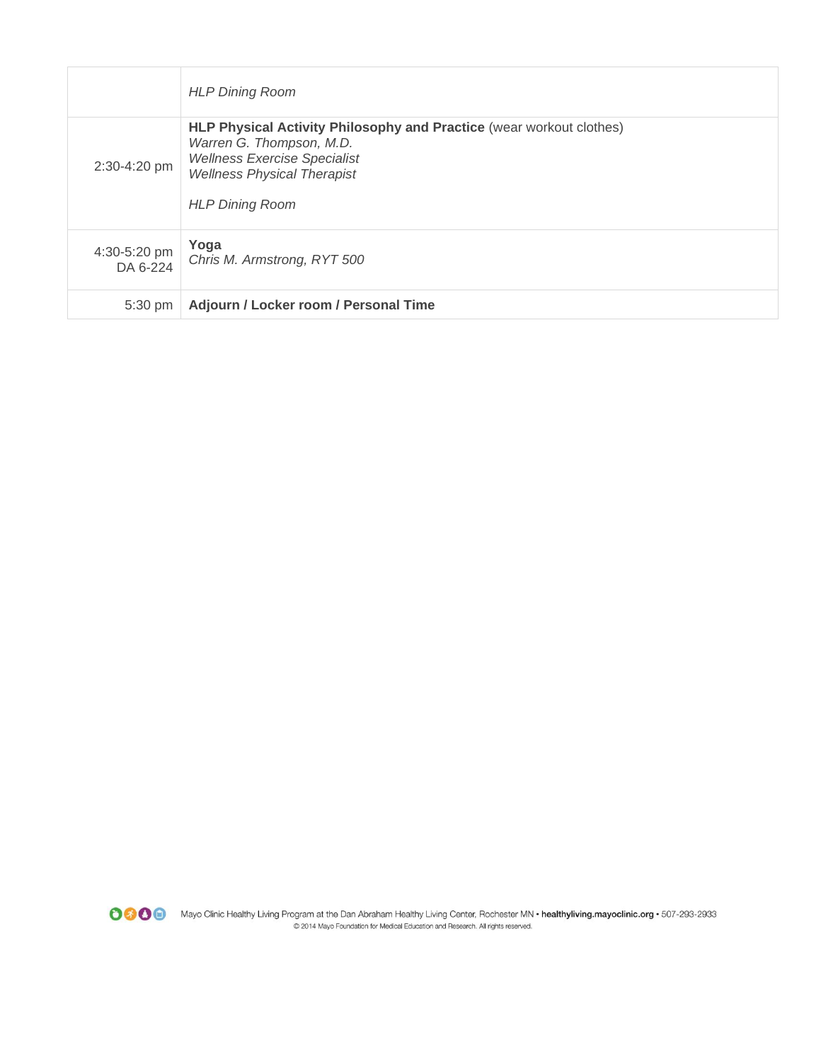| | |
|---|---|
| | *HLP Dining Room* |
| 2:30-4:20 pm | **HLP Physical Activity Philosophy and Practice** (wear workout clothes)<br>*Warren G. Thompson, M.D.*<br>*Wellness Exercise Specialist*<br>*Wellness Physical Therapist*<br><br>*HLP Dining Room* |
| 4:30-5:20 pm<br>DA 6-224 | **Yoga**<br>*Chris M. Armstrong, RYT 500* |
| 5:30 pm | **Adjourn / Locker room / Personal Time** |

Mayo Clinic Healthy Living Program at the Dan Abraham Healthy Living Center, Rochester MN • **healthyliving.mayoclinic.org** • 507-293-2933
© 2014 Mayo Foundation for Medical Education and Research. All rights reserved.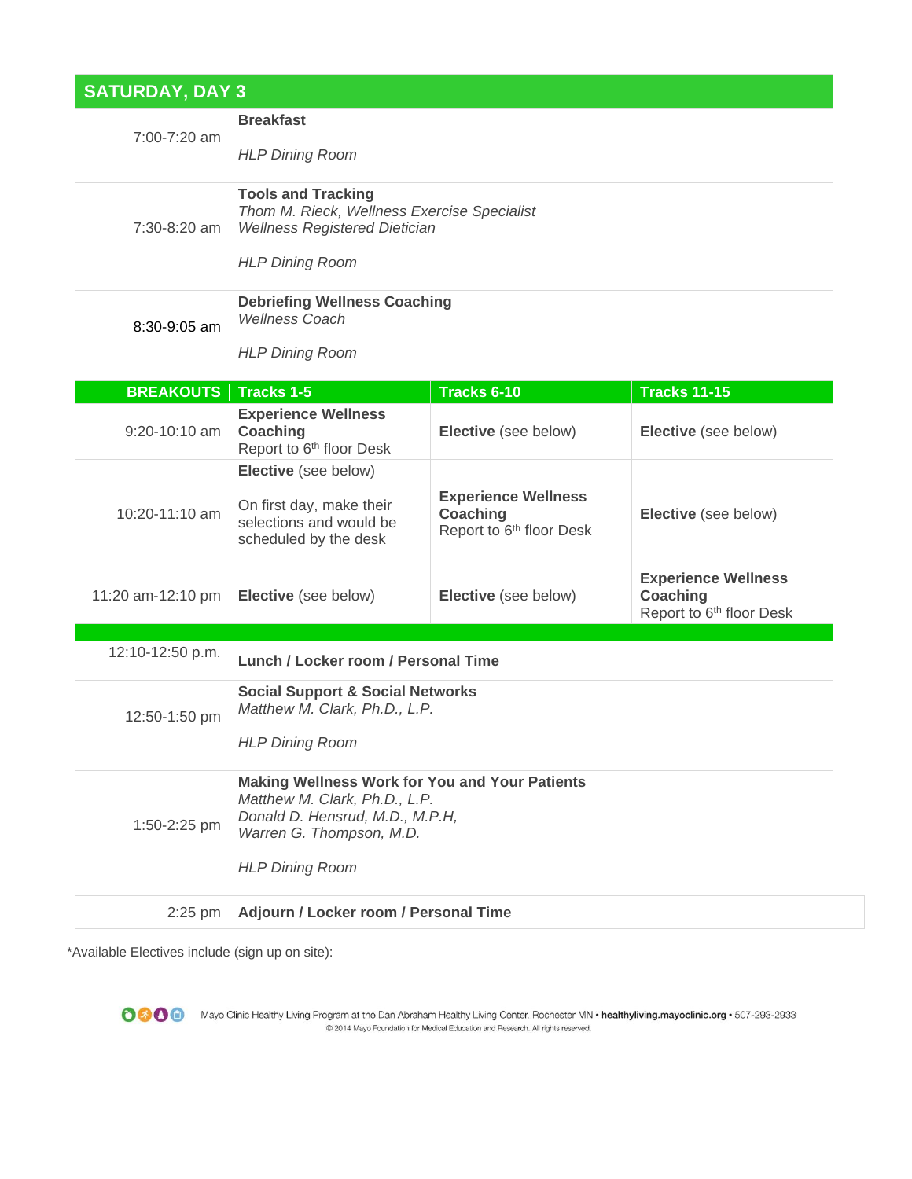## SATURDAY, DAY 3

| | | | |
|---|---|---|---|
| 7:00-7:20 am | **Breakfast**<br><br>*HLP Dining Room* | | |
| 7:30-8:20 am | **Tools and Tracking**<br>*Thom M. Rieck, Wellness Exercise Specialist*<br>*Wellness Registered Dietician*<br><br>*HLP Dining Room* | | |
| 8:30-9:05 am | **Debriefing Wellness Coaching**<br>*Wellness Coach*<br><br>*HLP Dining Room* | | |
| **BREAKOUTS** | **Tracks 1-5** | **Tracks 6-10** | **Tracks 11-15** |
| 9:20-10:10 am | **Experience Wellness Coaching**<br>Report to 6th floor Desk | **Elective** (see below) | **Elective** (see below) |
| 10:20-11:10 am | **Elective** (see below)<br><br>On first day, make their selections and would be scheduled by the desk | **Experience Wellness Coaching**<br>Report to 6th floor Desk | **Elective** (see below) |
| 11:20 am-12:10 pm | **Elective** (see below) | **Elective** (see below) | **Experience Wellness Coaching**<br>Report to 6th floor Desk |
| 12:10-12:50 p.m. | **Lunch / Locker room / Personal Time** | | |
| 12:50-1:50 pm | **Social Support & Social Networks**<br>*Matthew M. Clark, Ph.D., L.P.*<br><br>*HLP Dining Room* | | |
| 1:50-2:25 pm | **Making Wellness Work for You and Your Patients**<br>*Matthew M. Clark, Ph.D., L.P.*<br>*Donald D. Hensrud, M.D., M.P.H,*<br>*Warren G. Thompson, M.D.*<br><br>*HLP Dining Room* | | |
| 2:25 pm | **Adjourn / Locker room / Personal Time** | | |

*Available Electives include (sign up on site):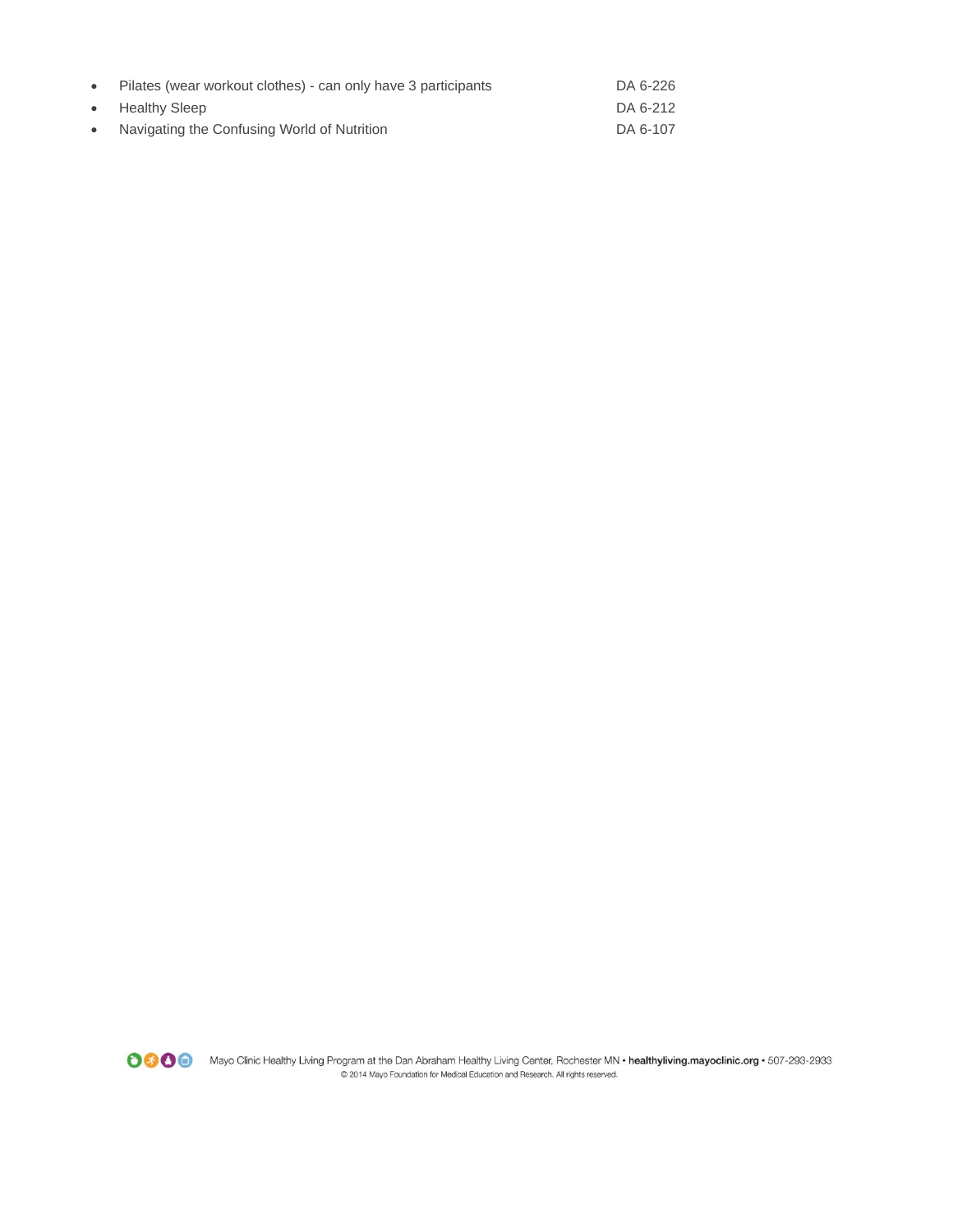- Pilates (wear workout clothes) - can only have 3 participants DA 6-226
- Healthy Sleep DA 6-212
- Navigating the Confusing World of Nutrition DA 6-107